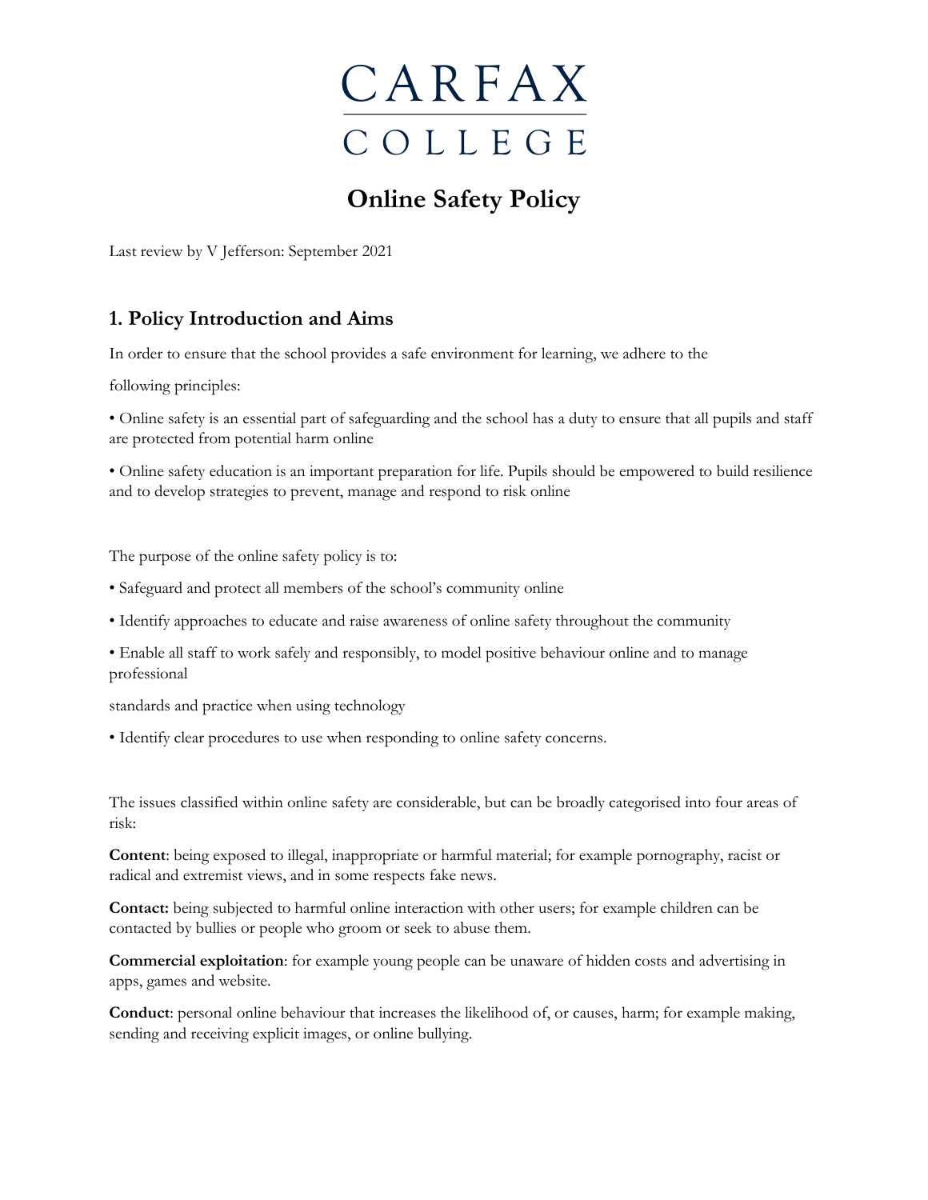CARFAX
COLLEGE

# Online Safety Policy

Last review by V Jefferson: September 2021

## 1. Policy Introduction and Aims

In order to ensure that the school provides a safe environment for learning, we adhere to the

following principles:

• Online safety is an essential part of safeguarding and the school has a duty to ensure that all pupils and staff are protected from potential harm online

• Online safety education is an important preparation for life. Pupils should be empowered to build resilience and to develop strategies to prevent, manage and respond to risk online

The purpose of the online safety policy is to:

• Safeguard and protect all members of the school's community online

• Identify approaches to educate and raise awareness of online safety throughout the community

• Enable all staff to work safely and responsibly, to model positive behaviour online and to manage professional

standards and practice when using technology

• Identify clear procedures to use when responding to online safety concerns.

The issues classified within online safety are considerable, but can be broadly categorised into four areas of risk:

**Content**: being exposed to illegal, inappropriate or harmful material; for example pornography, racist or radical and extremist views, and in some respects fake news.

**Contact:** being subjected to harmful online interaction with other users; for example children can be contacted by bullies or people who groom or seek to abuse them.

**Commercial exploitation**: for example young people can be unaware of hidden costs and advertising in apps, games and website.

**Conduct**: personal online behaviour that increases the likelihood of, or causes, harm; for example making, sending and receiving explicit images, or online bullying.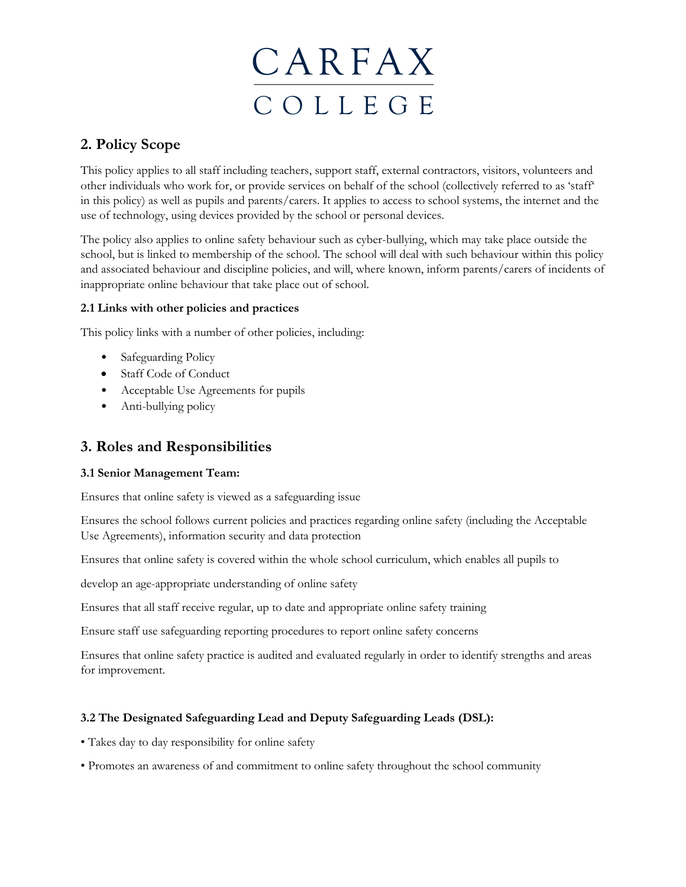## 2. Policy Scope

This policy applies to all staff including teachers, support staff, external contractors, visitors, volunteers and other individuals who work for, or provide services on behalf of the school (collectively referred to as 'staff' in this policy) as well as pupils and parents/carers. It applies to access to school systems, the internet and the use of technology, using devices provided by the school or personal devices.

The policy also applies to online safety behaviour such as cyber-bullying, which may take place outside the school, but is linked to membership of the school. The school will deal with such behaviour within this policy and associated behaviour and discipline policies, and will, where known, inform parents/carers of incidents of inappropriate online behaviour that take place out of school.

#### 2.1 Links with other policies and practices

This policy links with a number of other policies, including:

- Safeguarding Policy
- Staff Code of Conduct
- Acceptable Use Agreements for pupils
- Anti-bullying policy

## 3. Roles and Responsibilities

#### 3.1 Senior Management Team:

Ensures that online safety is viewed as a safeguarding issue

Ensures the school follows current policies and practices regarding online safety (including the Acceptable Use Agreements), information security and data protection

Ensures that online safety is covered within the whole school curriculum, which enables all pupils to

develop an age-appropriate understanding of online safety

Ensures that all staff receive regular, up to date and appropriate online safety training

Ensure staff use safeguarding reporting procedures to report online safety concerns

Ensures that online safety practice is audited and evaluated regularly in order to identify strengths and areas for improvement.

#### 3.2 The Designated Safeguarding Lead and Deputy Safeguarding Leads (DSL):

- Takes day to day responsibility for online safety
- Promotes an awareness of and commitment to online safety throughout the school community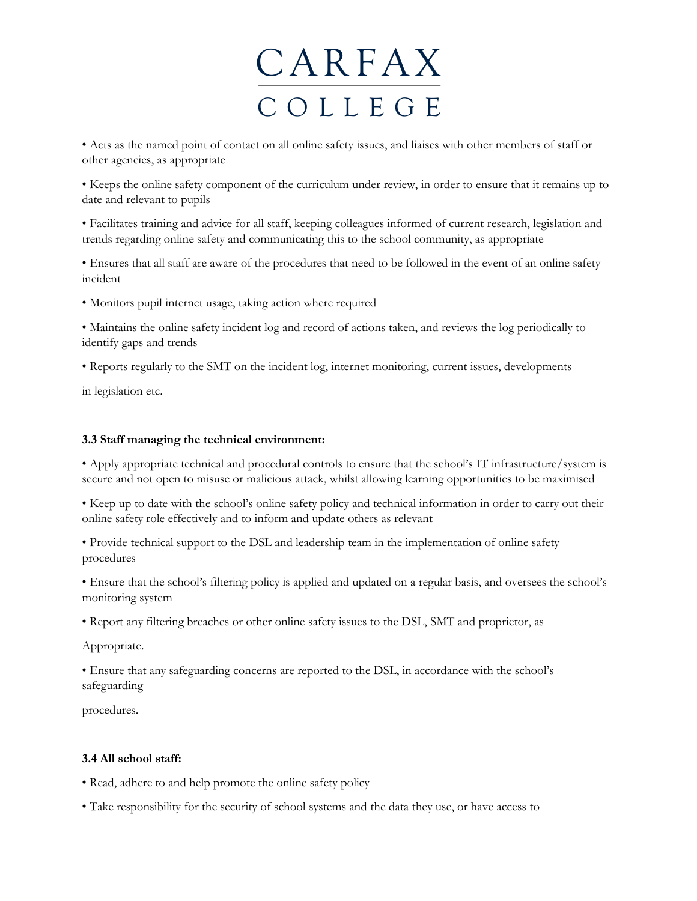- Acts as the named point of contact on all online safety issues, and liaises with other members of staff or other agencies, as appropriate
- Keeps the online safety component of the curriculum under review, in order to ensure that it remains up to date and relevant to pupils
- Facilitates training and advice for all staff, keeping colleagues informed of current research, legislation and trends regarding online safety and communicating this to the school community, as appropriate
- Ensures that all staff are aware of the procedures that need to be followed in the event of an online safety incident
- Monitors pupil internet usage, taking action where required
- Maintains the online safety incident log and record of actions taken, and reviews the log periodically to identify gaps and trends
- Reports regularly to the SMT on the incident log, internet monitoring, current issues, developments in legislation etc.

**3.3 Staff managing the technical environment:**

- Apply appropriate technical and procedural controls to ensure that the school's IT infrastructure/system is secure and not open to misuse or malicious attack, whilst allowing learning opportunities to be maximised
- Keep up to date with the school's online safety policy and technical information in order to carry out their online safety role effectively and to inform and update others as relevant
- Provide technical support to the DSL and leadership team in the implementation of online safety procedures
- Ensure that the school's filtering policy is applied and updated on a regular basis, and oversees the school's monitoring system
- Report any filtering breaches or other online safety issues to the DSL, SMT and proprietor, as Appropriate.
- Ensure that any safeguarding concerns are reported to the DSL, in accordance with the school's safeguarding procedures.

**3.4 All school staff:**

- Read, adhere to and help promote the online safety policy
- Take responsibility for the security of school systems and the data they use, or have access to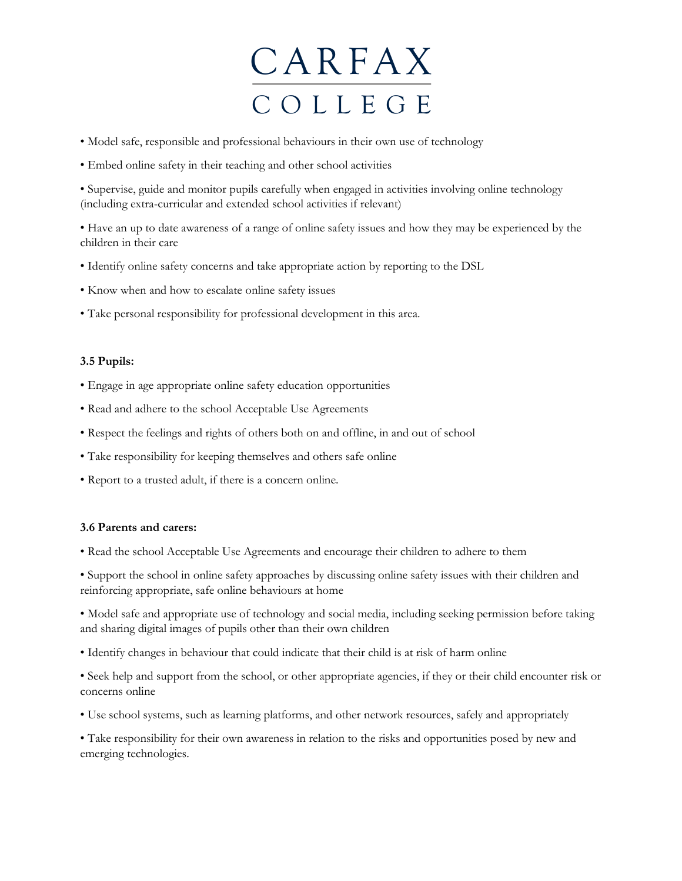- Model safe, responsible and professional behaviours in their own use of technology
- Embed online safety in their teaching and other school activities
- Supervise, guide and monitor pupils carefully when engaged in activities involving online technology (including extra-curricular and extended school activities if relevant)
- Have an up to date awareness of a range of online safety issues and how they may be experienced by the children in their care
- Identify online safety concerns and take appropriate action by reporting to the DSL
- Know when and how to escalate online safety issues
- Take personal responsibility for professional development in this area.

**3.5 Pupils:**

- Engage in age appropriate online safety education opportunities
- Read and adhere to the school Acceptable Use Agreements
- Respect the feelings and rights of others both on and offline, in and out of school
- Take responsibility for keeping themselves and others safe online
- Report to a trusted adult, if there is a concern online.

**3.6 Parents and carers:**

- Read the school Acceptable Use Agreements and encourage their children to adhere to them
- Support the school in online safety approaches by discussing online safety issues with their children and reinforcing appropriate, safe online behaviours at home
- Model safe and appropriate use of technology and social media, including seeking permission before taking and sharing digital images of pupils other than their own children
- Identify changes in behaviour that could indicate that their child is at risk of harm online
- Seek help and support from the school, or other appropriate agencies, if they or their child encounter risk or concerns online
- Use school systems, such as learning platforms, and other network resources, safely and appropriately
- Take responsibility for their own awareness in relation to the risks and opportunities posed by new and emerging technologies.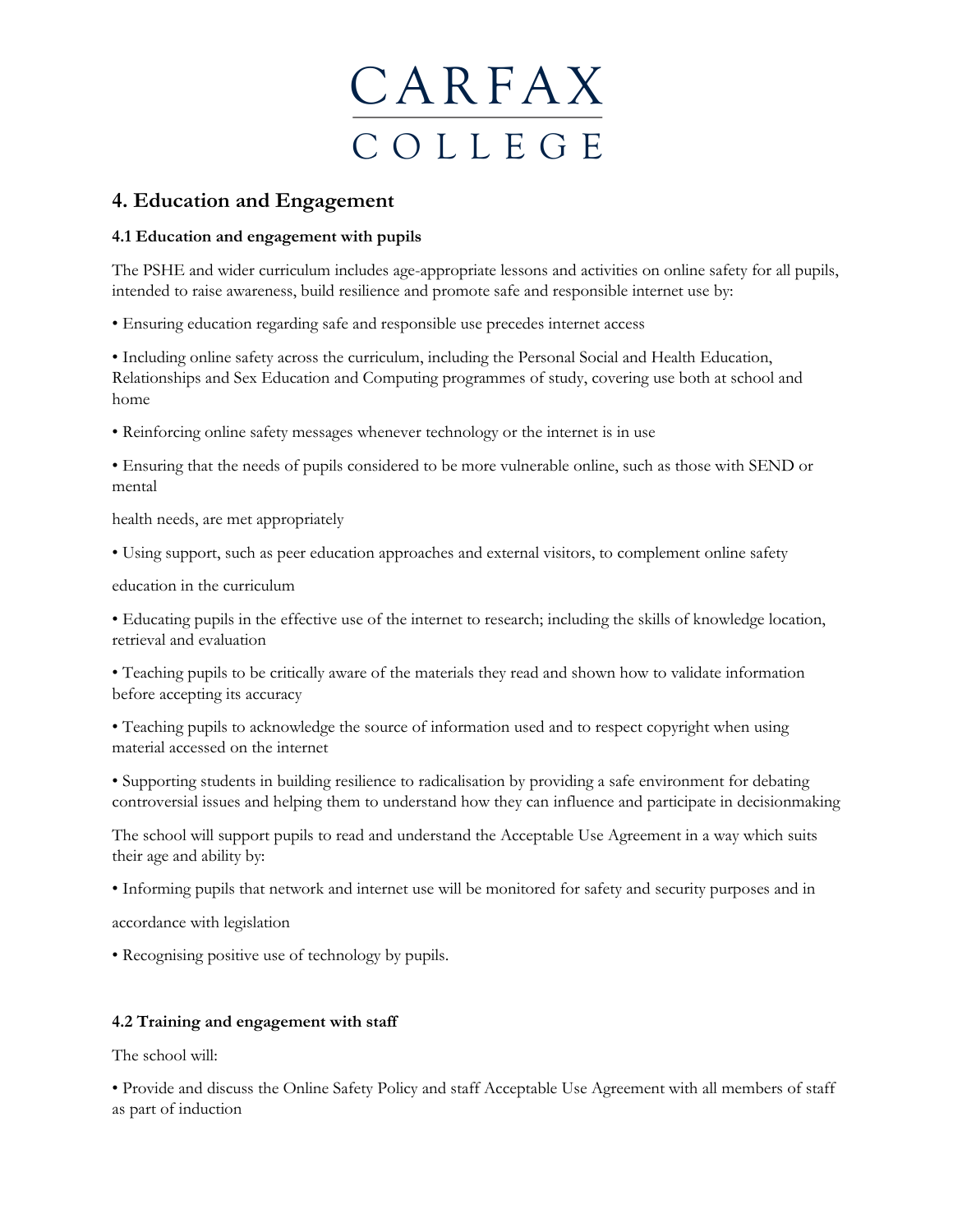## 4. Education and Engagement

### 4.1 Education and engagement with pupils

The PSHE and wider curriculum includes age-appropriate lessons and activities on online safety for all pupils, intended to raise awareness, build resilience and promote safe and responsible internet use by:

- Ensuring education regarding safe and responsible use precedes internet access
- Including online safety across the curriculum, including the Personal Social and Health Education, Relationships and Sex Education and Computing programmes of study, covering use both at school and home
- Reinforcing online safety messages whenever technology or the internet is in use
- Ensuring that the needs of pupils considered to be more vulnerable online, such as those with SEND or mental health needs, are met appropriately
- Using support, such as peer education approaches and external visitors, to complement online safety education in the curriculum
- Educating pupils in the effective use of the internet to research; including the skills of knowledge location, retrieval and evaluation
- Teaching pupils to be critically aware of the materials they read and shown how to validate information before accepting its accuracy
- Teaching pupils to acknowledge the source of information used and to respect copyright when using material accessed on the internet
- Supporting students in building resilience to radicalisation by providing a safe environment for debating controversial issues and helping them to understand how they can influence and participate in decisionmaking

The school will support pupils to read and understand the Acceptable Use Agreement in a way which suits their age and ability by:

- Informing pupils that network and internet use will be monitored for safety and security purposes and in accordance with legislation
- Recognising positive use of technology by pupils.

### 4.2 Training and engagement with staff

The school will:

- Provide and discuss the Online Safety Policy and staff Acceptable Use Agreement with all members of staff as part of induction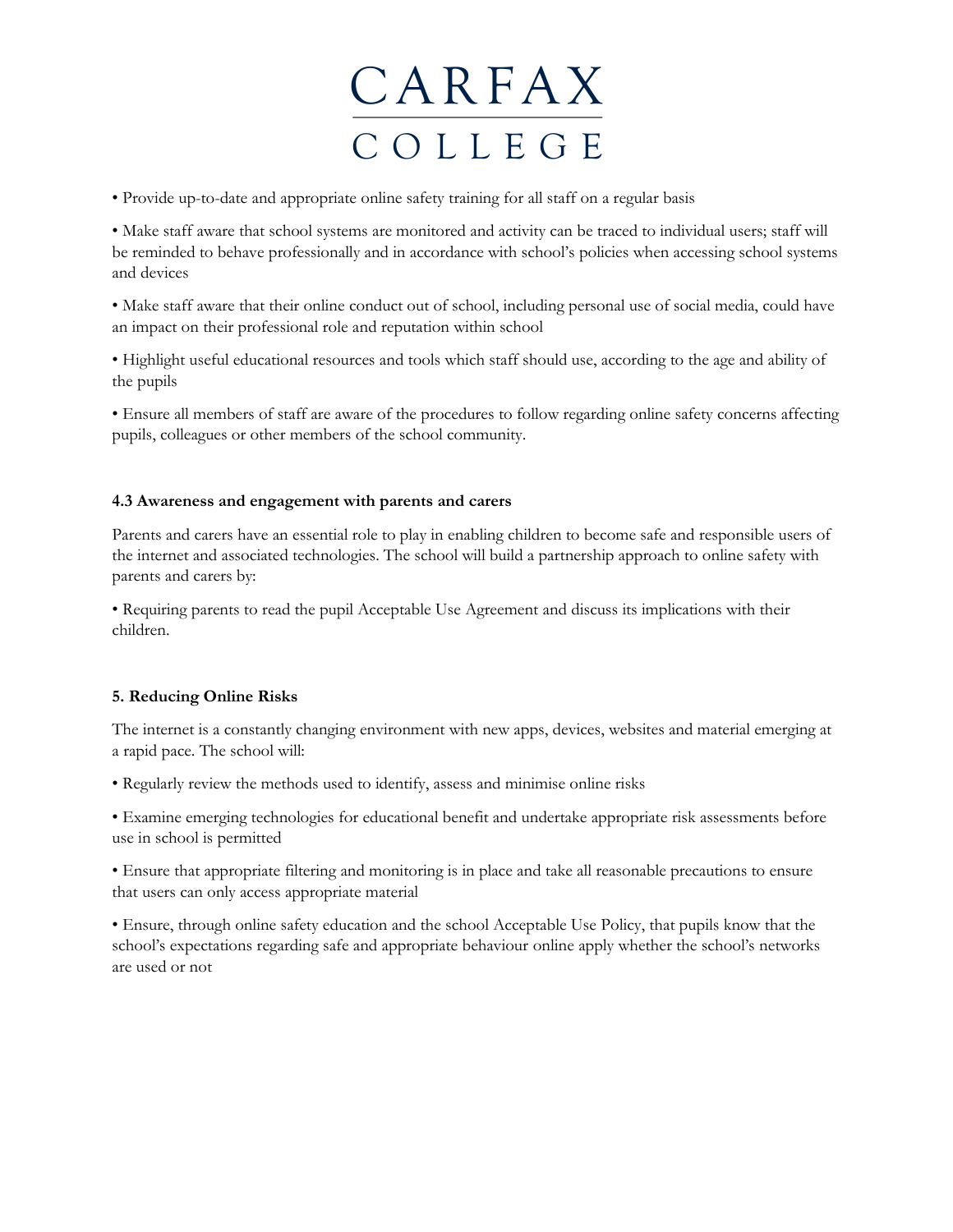- Provide up-to-date and appropriate online safety training for all staff on a regular basis
- Make staff aware that school systems are monitored and activity can be traced to individual users; staff will be reminded to behave professionally and in accordance with school's policies when accessing school systems and devices
- Make staff aware that their online conduct out of school, including personal use of social media, could have an impact on their professional role and reputation within school
- Highlight useful educational resources and tools which staff should use, according to the age and ability of the pupils
- Ensure all members of staff are aware of the procedures to follow regarding online safety concerns affecting pupils, colleagues or other members of the school community.

### 4.3 Awareness and engagement with parents and carers

Parents and carers have an essential role to play in enabling children to become safe and responsible users of the internet and associated technologies. The school will build a partnership approach to online safety with parents and carers by:

- Requiring parents to read the pupil Acceptable Use Agreement and discuss its implications with their children.

## 5. Reducing Online Risks

The internet is a constantly changing environment with new apps, devices, websites and material emerging at a rapid pace. The school will:

- Regularly review the methods used to identify, assess and minimise online risks
- Examine emerging technologies for educational benefit and undertake appropriate risk assessments before use in school is permitted
- Ensure that appropriate filtering and monitoring is in place and take all reasonable precautions to ensure that users can only access appropriate material
- Ensure, through online safety education and the school Acceptable Use Policy, that pupils know that the school's expectations regarding safe and appropriate behaviour online apply whether the school's networks are used or not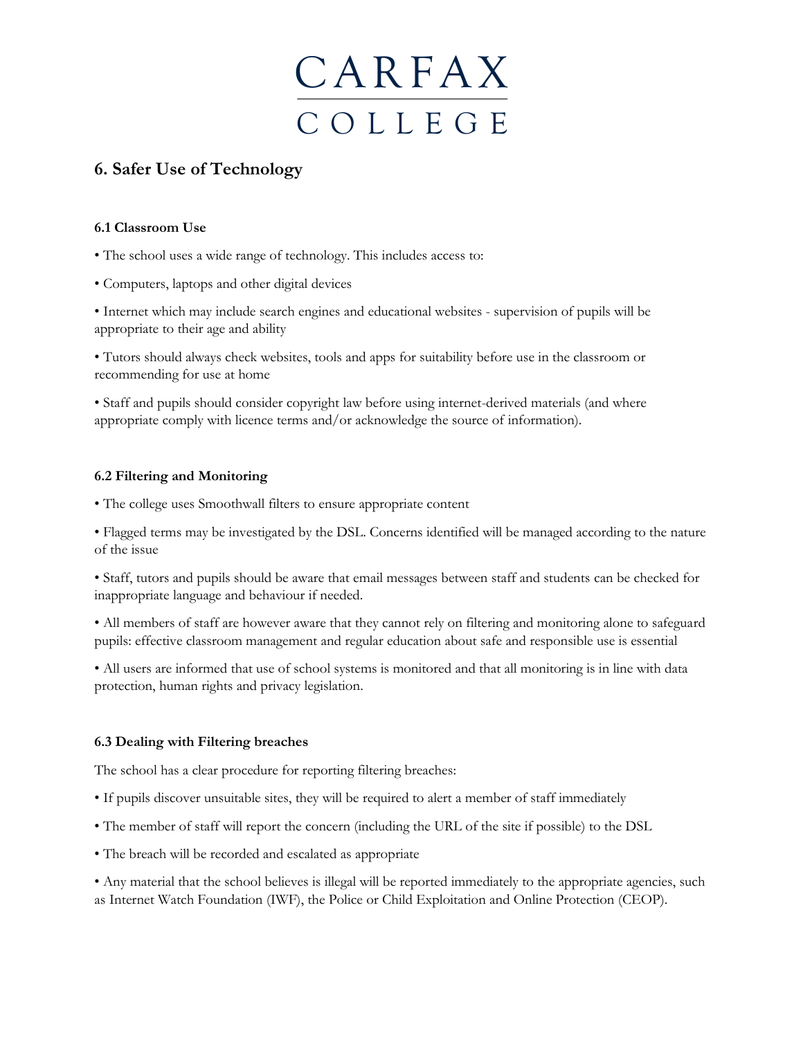# CARFAX COLLEGE

## 6. Safer Use of Technology

### 6.1 Classroom Use

- The school uses a wide range of technology. This includes access to:
- Computers, laptops and other digital devices
- Internet which may include search engines and educational websites - supervision of pupils will be appropriate to their age and ability
- Tutors should always check websites, tools and apps for suitability before use in the classroom or recommending for use at home
- Staff and pupils should consider copyright law before using internet-derived materials (and where appropriate comply with licence terms and/or acknowledge the source of information).

### 6.2 Filtering and Monitoring

- The college uses Smoothwall filters to ensure appropriate content
- Flagged terms may be investigated by the DSL. Concerns identified will be managed according to the nature of the issue
- Staff, tutors and pupils should be aware that email messages between staff and students can be checked for inappropriate language and behaviour if needed.
- All members of staff are however aware that they cannot rely on filtering and monitoring alone to safeguard pupils: effective classroom management and regular education about safe and responsible use is essential
- All users are informed that use of school systems is monitored and that all monitoring is in line with data protection, human rights and privacy legislation.

### 6.3 Dealing with Filtering breaches

The school has a clear procedure for reporting filtering breaches:

- If pupils discover unsuitable sites, they will be required to alert a member of staff immediately
- The member of staff will report the concern (including the URL of the site if possible) to the DSL
- The breach will be recorded and escalated as appropriate
- Any material that the school believes is illegal will be reported immediately to the appropriate agencies, such as Internet Watch Foundation (IWF), the Police or Child Exploitation and Online Protection (CEOP).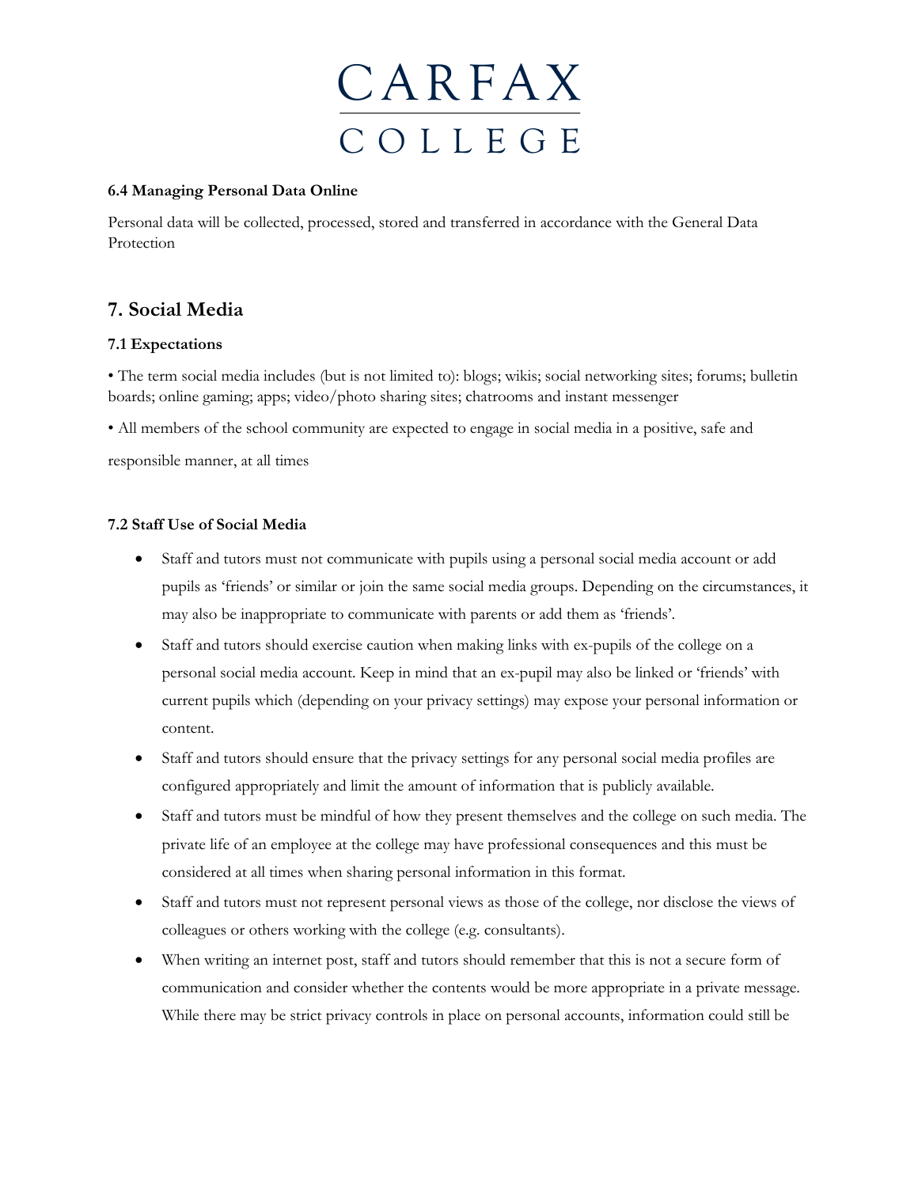#### 6.4 Managing Personal Data Online

Personal data will be collected, processed, stored and transferred in accordance with the General Data Protection

## 7. Social Media

### 7.1 Expectations

• The term social media includes (but is not limited to): blogs; wikis; social networking sites; forums; bulletin boards; online gaming; apps; video/photo sharing sites; chatrooms and instant messenger

• All members of the school community are expected to engage in social media in a positive, safe and responsible manner, at all times

### 7.2 Staff Use of Social Media

- Staff and tutors must not communicate with pupils using a personal social media account or add pupils as 'friends' or similar or join the same social media groups. Depending on the circumstances, it may also be inappropriate to communicate with parents or add them as 'friends'.
- Staff and tutors should exercise caution when making links with ex-pupils of the college on a personal social media account. Keep in mind that an ex-pupil may also be linked or 'friends' with current pupils which (depending on your privacy settings) may expose your personal information or content.
- Staff and tutors should ensure that the privacy settings for any personal social media profiles are configured appropriately and limit the amount of information that is publicly available.
- Staff and tutors must be mindful of how they present themselves and the college on such media. The private life of an employee at the college may have professional consequences and this must be considered at all times when sharing personal information in this format.
- Staff and tutors must not represent personal views as those of the college, nor disclose the views of colleagues or others working with the college (e.g. consultants).
- When writing an internet post, staff and tutors should remember that this is not a secure form of communication and consider whether the contents would be more appropriate in a private message. While there may be strict privacy controls in place on personal accounts, information could still be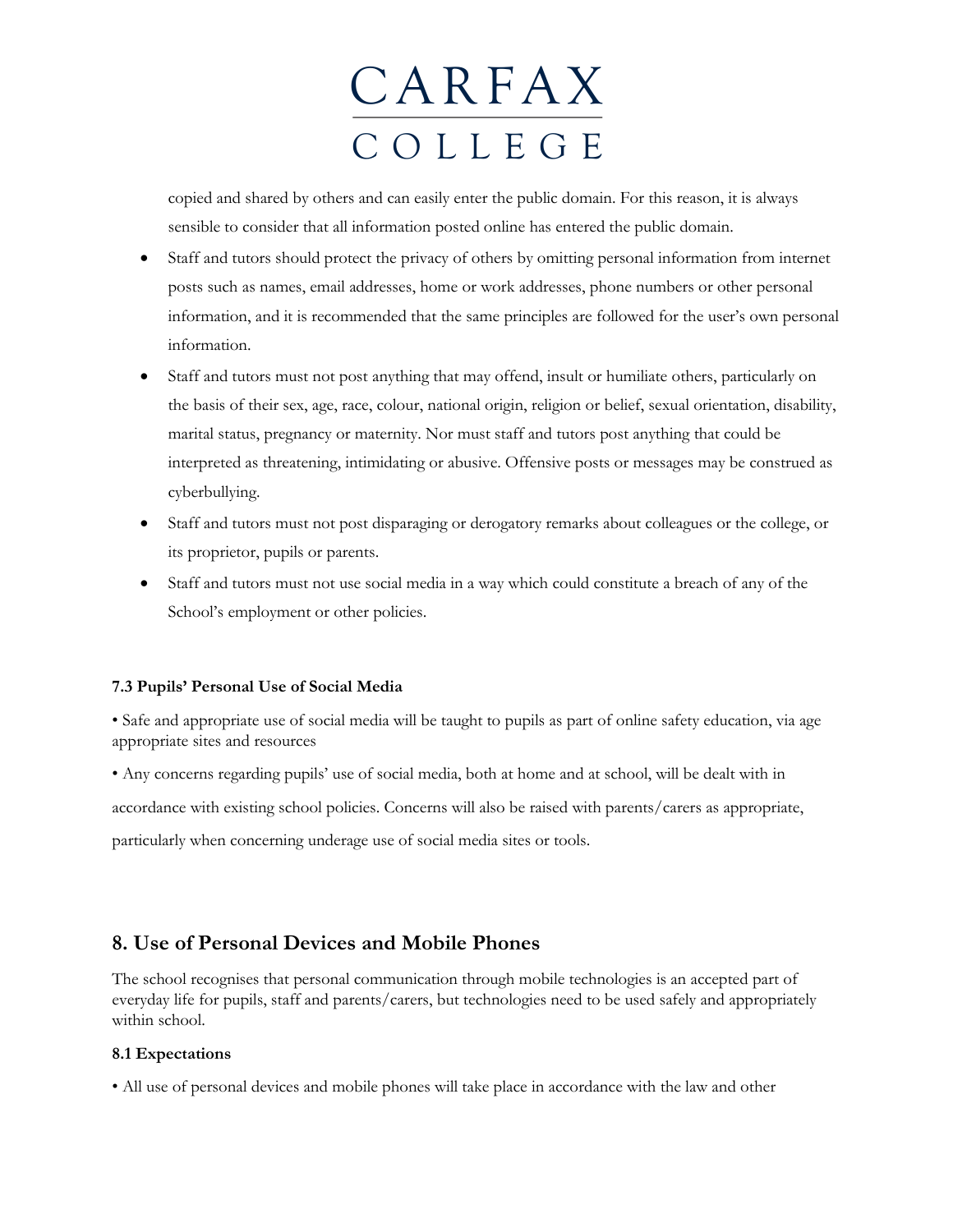copied and shared by others and can easily enter the public domain. For this reason, it is always sensible to consider that all information posted online has entered the public domain.

- Staff and tutors should protect the privacy of others by omitting personal information from internet posts such as names, email addresses, home or work addresses, phone numbers or other personal information, and it is recommended that the same principles are followed for the user's own personal information.
- Staff and tutors must not post anything that may offend, insult or humiliate others, particularly on the basis of their sex, age, race, colour, national origin, religion or belief, sexual orientation, disability, marital status, pregnancy or maternity. Nor must staff and tutors post anything that could be interpreted as threatening, intimidating or abusive. Offensive posts or messages may be construed as cyberbullying.
- Staff and tutors must not post disparaging or derogatory remarks about colleagues or the college, or its proprietor, pupils or parents.
- Staff and tutors must not use social media in a way which could constitute a breach of any of the School's employment or other policies.

**7.3 Pupils' Personal Use of Social Media**

• Safe and appropriate use of social media will be taught to pupils as part of online safety education, via age appropriate sites and resources

• Any concerns regarding pupils' use of social media, both at home and at school, will be dealt with in accordance with existing school policies. Concerns will also be raised with parents/carers as appropriate, particularly when concerning underage use of social media sites or tools.

## 8. Use of Personal Devices and Mobile Phones

The school recognises that personal communication through mobile technologies is an accepted part of everyday life for pupils, staff and parents/carers, but technologies need to be used safely and appropriately within school.

**8.1 Expectations**

• All use of personal devices and mobile phones will take place in accordance with the law and other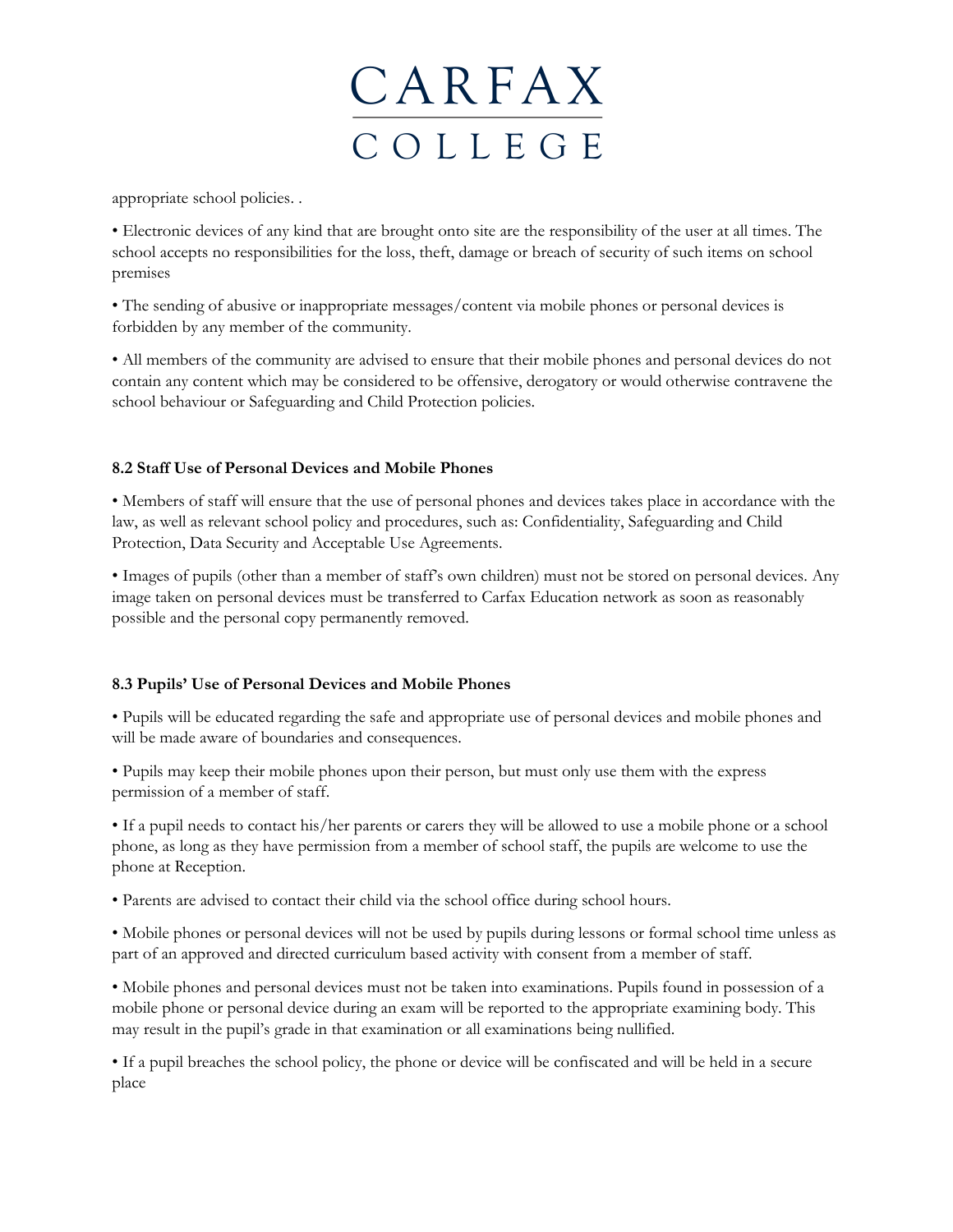appropriate school policies. .

• Electronic devices of any kind that are brought onto site are the responsibility of the user at all times. The school accepts no responsibilities for the loss, theft, damage or breach of security of such items on school premises

• The sending of abusive or inappropriate messages/content via mobile phones or personal devices is forbidden by any member of the community.

• All members of the community are advised to ensure that their mobile phones and personal devices do not contain any content which may be considered to be offensive, derogatory or would otherwise contravene the school behaviour or Safeguarding and Child Protection policies.

**8.2 Staff Use of Personal Devices and Mobile Phones**

• Members of staff will ensure that the use of personal phones and devices takes place in accordance with the law, as well as relevant school policy and procedures, such as: Confidentiality, Safeguarding and Child Protection, Data Security and Acceptable Use Agreements.

• Images of pupils (other than a member of staff's own children) must not be stored on personal devices. Any image taken on personal devices must be transferred to Carfax Education network as soon as reasonably possible and the personal copy permanently removed.

**8.3 Pupils' Use of Personal Devices and Mobile Phones**

• Pupils will be educated regarding the safe and appropriate use of personal devices and mobile phones and will be made aware of boundaries and consequences.

• Pupils may keep their mobile phones upon their person, but must only use them with the express permission of a member of staff.

• If a pupil needs to contact his/her parents or carers they will be allowed to use a mobile phone or a school phone, as long as they have permission from a member of school staff, the pupils are welcome to use the phone at Reception.

• Parents are advised to contact their child via the school office during school hours.

• Mobile phones or personal devices will not be used by pupils during lessons or formal school time unless as part of an approved and directed curriculum based activity with consent from a member of staff.

• Mobile phones and personal devices must not be taken into examinations. Pupils found in possession of a mobile phone or personal device during an exam will be reported to the appropriate examining body. This may result in the pupil's grade in that examination or all examinations being nullified.

• If a pupil breaches the school policy, the phone or device will be confiscated and will be held in a secure place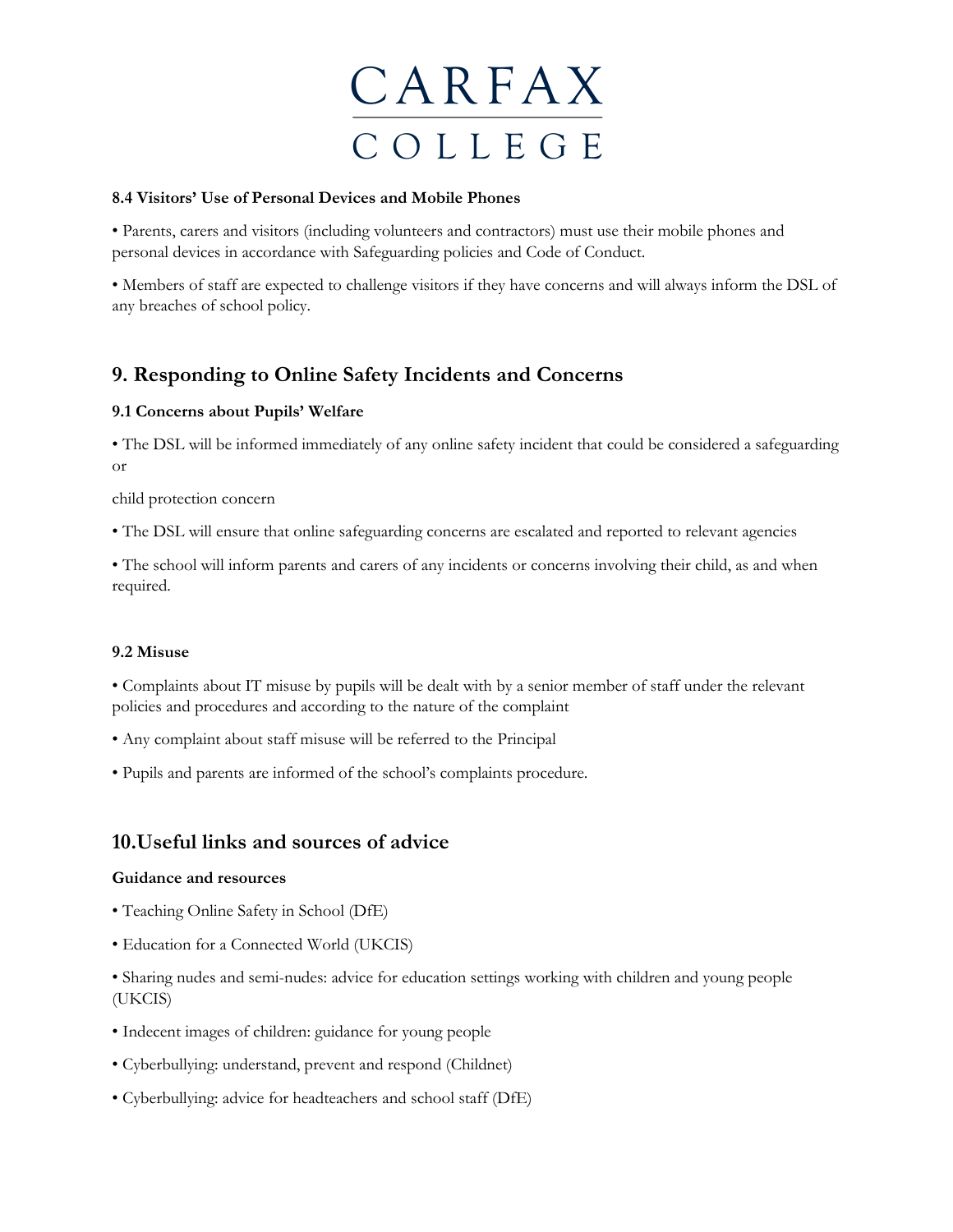#### 8.4 Visitors' Use of Personal Devices and Mobile Phones

• Parents, carers and visitors (including volunteers and contractors) must use their mobile phones and personal devices in accordance with Safeguarding policies and Code of Conduct.

• Members of staff are expected to challenge visitors if they have concerns and will always inform the DSL of any breaches of school policy.

## 9. Responding to Online Safety Incidents and Concerns

#### 9.1 Concerns about Pupils' Welfare

• The DSL will be informed immediately of any online safety incident that could be considered a safeguarding or

child protection concern

• The DSL will ensure that online safeguarding concerns are escalated and reported to relevant agencies

• The school will inform parents and carers of any incidents or concerns involving their child, as and when required.

#### 9.2 Misuse

• Complaints about IT misuse by pupils will be dealt with by a senior member of staff under the relevant policies and procedures and according to the nature of the complaint

• Any complaint about staff misuse will be referred to the Principal

• Pupils and parents are informed of the school's complaints procedure.

## 10.Useful links and sources of advice

**Guidance and resources**

• Teaching Online Safety in School (DfE)

• Education for a Connected World (UKCIS)

• Sharing nudes and semi-nudes: advice for education settings working with children and young people (UKCIS)

• Indecent images of children: guidance for young people

• Cyberbullying: understand, prevent and respond (Childnet)

• Cyberbullying: advice for headteachers and school staff (DfE)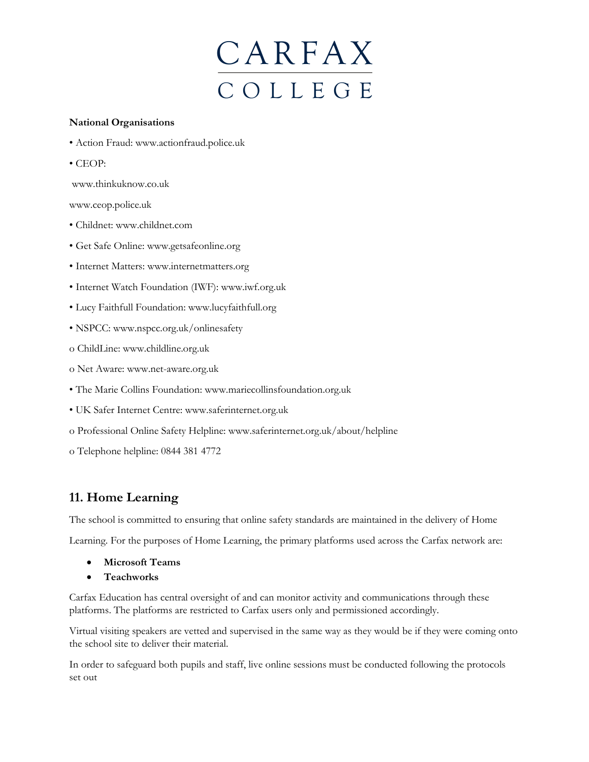**National Organisations**

• Action Fraud: www.actionfraud.police.uk

• CEOP:

www.thinkuknow.co.uk

www.ceop.police.uk

• Childnet: www.childnet.com

• Get Safe Online: www.getsafeonline.org

• Internet Matters: www.internetmatters.org

• Internet Watch Foundation (IWF): www.iwf.org.uk

• Lucy Faithfull Foundation: www.lucyfaithfull.org

• NSPCC: www.nspcc.org.uk/onlinesafety

o ChildLine: www.childline.org.uk

o Net Aware: www.net-aware.org.uk

• The Marie Collins Foundation: www.mariecollinsfoundation.org.uk

• UK Safer Internet Centre: www.saferinternet.org.uk

o Professional Online Safety Helpline: www.saferinternet.org.uk/about/helpline

o Telephone helpline: 0844 381 4772

## 11. Home Learning

The school is committed to ensuring that online safety standards are maintained in the delivery of Home Learning. For the purposes of Home Learning, the primary platforms used across the Carfax network are:

- **Microsoft Teams**
- **Teachworks**

Carfax Education has central oversight of and can monitor activity and communications through these platforms. The platforms are restricted to Carfax users only and permissioned accordingly.

Virtual visiting speakers are vetted and supervised in the same way as they would be if they were coming onto the school site to deliver their material.

In order to safeguard both pupils and staff, live online sessions must be conducted following the protocols set out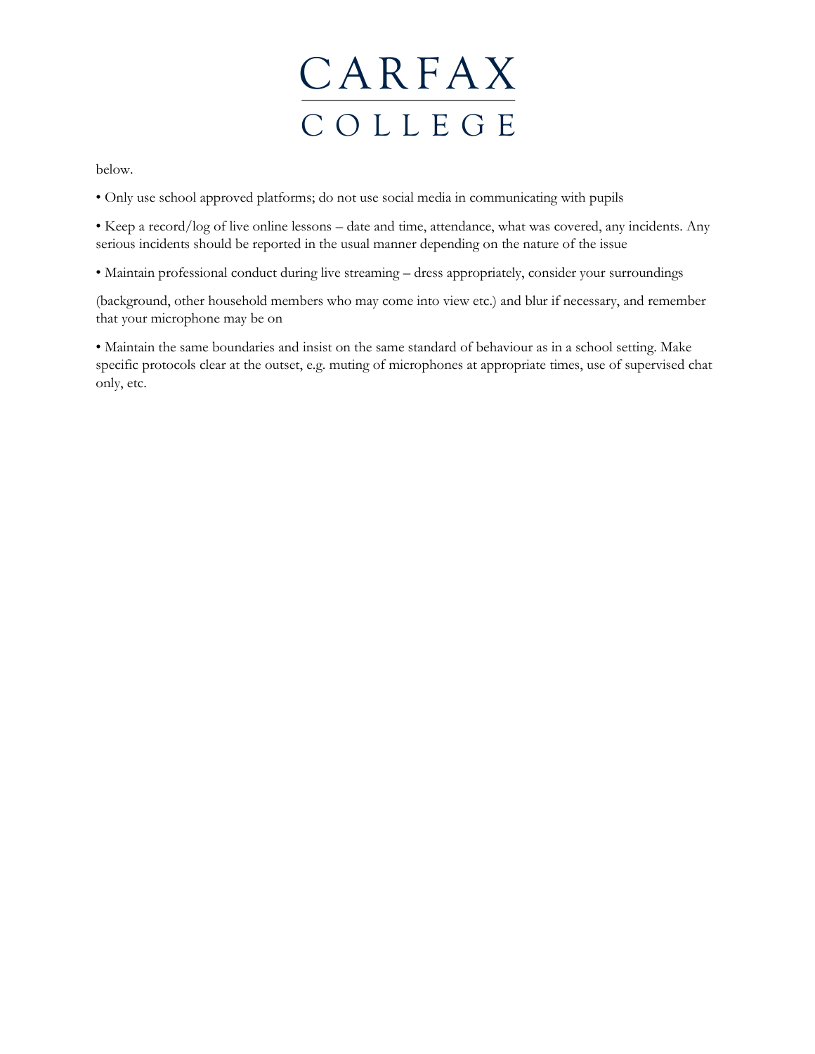below.

• Only use school approved platforms; do not use social media in communicating with pupils

• Keep a record/log of live online lessons – date and time, attendance, what was covered, any incidents. Any serious incidents should be reported in the usual manner depending on the nature of the issue

• Maintain professional conduct during live streaming – dress appropriately, consider your surroundings

(background, other household members who may come into view etc.) and blur if necessary, and remember that your microphone may be on

• Maintain the same boundaries and insist on the same standard of behaviour as in a school setting. Make specific protocols clear at the outset, e.g. muting of microphones at appropriate times, use of supervised chat only, etc.